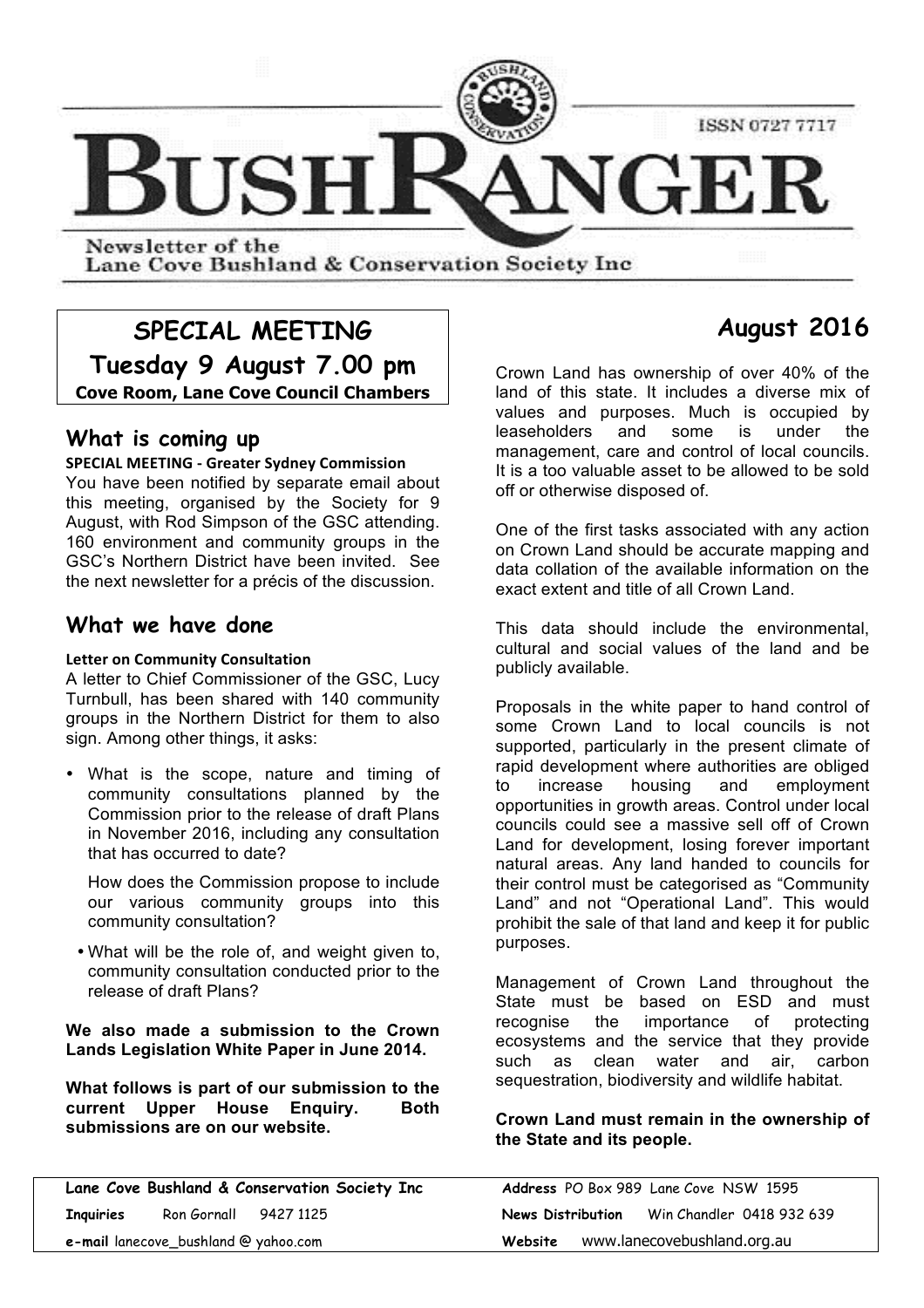# BUSHRANGER

ISSN 0727 7717

Newsletter of the Lane Cove Bushland & Conservation Society Inc

## SPECIAL MEETING

## Tuesday 9 August 7.00 pm

**Cove Room, Lane Cove Council Chambers**

## What is coming up

**SPECIAL MEETING - Greater Sydney Commission**

You have been notified by separate email about this meeting, organised by the Society for 9 August, with Rod Simpson of the GSC attending. 160 environment and community groups in the GSC's Northern District have been invited. See the next newsletter for a précis of the discussion.

## What we have done

**Letter on Community Consultation**

A letter to Chief Commissioner of the GSC, Lucy Turnbull, has been shared with 140 community groups in the Northern District for them to also sign. Among other things, it asks:

- What is the scope, nature and timing of community consultations planned by the Commission prior to the release of draft Plans in November 2016, including any consultation that has occurred to date?

  How does the Commission propose to include our various community groups into this community consultation?

- What will be the role of, and weight given to, community consultation conducted prior to the release of draft Plans?

**We also made a submission to the Crown Lands Legislation White Paper in June 2014.**

**What follows is part of our submission to the current Upper House Enquiry. Both submissions are on our website.**

## August 2016

Crown Land has ownership of over 40% of the land of this state. It includes a diverse mix of values and purposes. Much is occupied by leaseholders and some is under the management, care and control of local councils. It is a too valuable asset to be allowed to be sold off or otherwise disposed of.

One of the first tasks associated with any action on Crown Land should be accurate mapping and data collation of the available information on the exact extent and title of all Crown Land.

This data should include the environmental, cultural and social values of the land and be publicly available.

Proposals in the white paper to hand control of some Crown Land to local councils is not supported, particularly in the present climate of rapid development where authorities are obliged to increase housing and employment opportunities in growth areas. Control under local councils could see a massive sell off of Crown Land for development, losing forever important natural areas. Any land handed to councils for their control must be categorised as "Community Land" and not "Operational Land". This would prohibit the sale of that land and keep it for public purposes.

Management of Crown Land throughout the State must be based on ESD and must recognise the importance of protecting ecosystems and the service that they provide such as clean water and air, carbon sequestration, biodiversity and wildlife habitat.

**Crown Land must remain in the ownership of the State and its people.**

---

**Lane Cove Bushland & Conservation Society Inc**
**Inquiries** Ron Gornall 9427 1125
**e-mail** lanecove_bushland @ yahoo.com
**Address** PO Box 989 Lane Cove NSW 1595
**News Distribution** Win Chandler 0418 932 639
**Website** www.lanecovebushland.org.au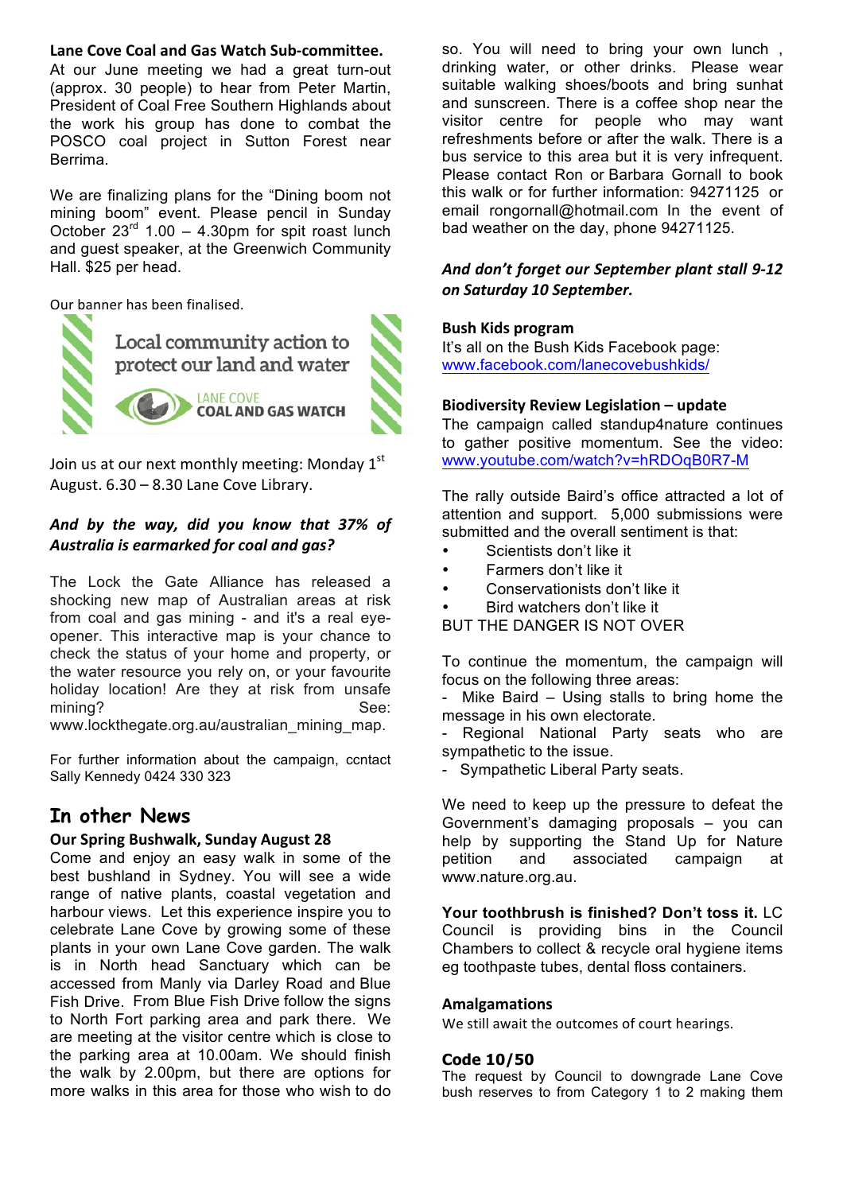**Lane Cove Coal and Gas Watch Sub-committee.**

At our June meeting we had a great turn-out (approx. 30 people) to hear from Peter Martin, President of Coal Free Southern Highlands about the work his group has done to combat the POSCO coal project in Sutton Forest near Berrima.

We are finalizing plans for the "Dining boom not mining boom" event. Please pencil in Sunday October 23rd 1.00 – 4.30pm for spit roast lunch and guest speaker, at the Greenwich Community Hall. $25 per head.

Our banner has been finalised.

Local community action to protect our land and water

LANE COVE COAL AND GAS WATCH

Join us at our next monthly meeting: Monday 1st August. 6.30 – 8.30 Lane Cove Library.

***And by the way, did you know that 37% of Australia is earmarked for coal and gas?***

The Lock the Gate Alliance has released a shocking new map of Australian areas at risk from coal and gas mining - and it's a real eye-opener. This interactive map is your chance to check the status of your home and property, or the water resource you rely on, or your favourite holiday location! Are they at risk from unsafe mining? See: www.lockthegate.org.au/australian_mining_map.

For further information about the campaign, ccntact Sally Kennedy 0424 330 323

## In other News

**Our Spring Bushwalk, Sunday August 28**

Come and enjoy an easy walk in some of the best bushland in Sydney. You will see a wide range of native plants, coastal vegetation and harbour views. Let this experience inspire you to celebrate Lane Cove by growing some of these plants in your own Lane Cove garden. The walk is in North head Sanctuary which can be accessed from Manly via Darley Road and Blue Fish Drive. From Blue Fish Drive follow the signs to North Fort parking area and park there. We are meeting at the visitor centre which is close to the parking area at 10.00am. We should finish the walk by 2.00pm, but there are options for more walks in this area for those who wish to do so. You will need to bring your own lunch , drinking water, or other drinks. Please wear suitable walking shoes/boots and bring sunhat and sunscreen. There is a coffee shop near the visitor centre for people who may want refreshments before or after the walk. There is a bus service to this area but it is very infrequent. Please contact Ron or Barbara Gornall to book this walk or for further information: 94271125 or email rongornall@hotmail.com In the event of bad weather on the day, phone 94271125.

***And don't forget our September plant stall 9-12 on Saturday 10 September.***

**Bush Kids program**

It's all on the Bush Kids Facebook page: www.facebook.com/lanecovebushkids/

**Biodiversity Review Legislation – update**

The campaign called standup4nature continues to gather positive momentum. See the video: www.youtube.com/watch?v=hRDOqB0R7-M

The rally outside Baird's office attracted a lot of attention and support. 5,000 submissions were submitted and the overall sentiment is that:

- Scientists don't like it
- Farmers don't like it
- Conservationists don't like it
- Bird watchers don't like it

BUT THE DANGER IS NOT OVER

To continue the momentum, the campaign will focus on the following three areas:

- Mike Baird – Using stalls to bring home the message in his own electorate.
- Regional National Party seats who are sympathetic to the issue.
- Sympathetic Liberal Party seats.

We need to keep up the pressure to defeat the Government's damaging proposals – you can help by supporting the Stand Up for Nature petition and associated campaign at www.nature.org.au.

**Your toothbrush is finished? Don't toss it.** LC Council is providing bins in the Council Chambers to collect & recycle oral hygiene items eg toothpaste tubes, dental floss containers.

**Amalgamations**

We still await the outcomes of court hearings.

**Code 10/50**

The request by Council to downgrade Lane Cove bush reserves to from Category 1 to 2 making them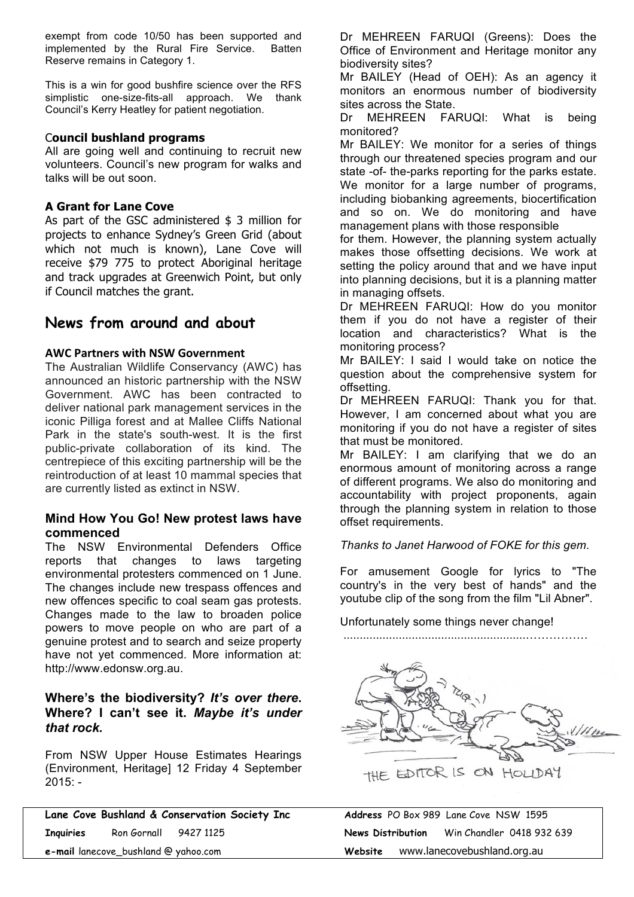exempt from code 10/50 has been supported and implemented by the Rural Fire Service. Batten Reserve remains in Category 1.

This is a win for good bushfire science over the RFS simplistic one-size-fits-all approach. We thank Council's Kerry Heatley for patient negotiation.

### Council bushland programs

All are going well and continuing to recruit new volunteers. Council's new program for walks and talks will be out soon.

### A Grant for Lane Cove

As part of the GSC administered $ 3 million for projects to enhance Sydney's Green Grid (about which not much is known), Lane Cove will receive $79 775 to protect Aboriginal heritage and track upgrades at Greenwich Point, but only if Council matches the grant.

## News from around and about

### AWC Partners with NSW Government

The Australian Wildlife Conservancy (AWC) has announced an historic partnership with the NSW Government. AWC has been contracted to deliver national park management services in the iconic Pilliga forest and at Mallee Cliffs National Park in the state's south-west. It is the first public-private collaboration of its kind. The centrepiece of this exciting partnership will be the reintroduction of at least 10 mammal species that are currently listed as extinct in NSW.

### Mind How You Go! New protest laws have commenced

The NSW Environmental Defenders Office reports that changes to laws targeting environmental protesters commenced on 1 June. The changes include new trespass offences and new offences specific to coal seam gas protests. Changes made to the law to broaden police powers to move people on who are part of a genuine protest and to search and seize property have not yet commenced. More information at: http://www.edonsw.org.au.

### Where's the biodiversity? *It's over there.* Where? I can't see it. *Maybe it's under that rock.*

From NSW Upper House Estimates Hearings (Environment, Heritage] 12 Friday 4 September 2015: -

Dr MEHREEN FARUQI (Greens): Does the Office of Environment and Heritage monitor any biodiversity sites?

Mr BAILEY (Head of OEH): As an agency it monitors an enormous number of biodiversity sites across the State.

Dr MEHREEN FARUQI: What is being monitored?

Mr BAILEY: We monitor for a series of things through our threatened species program and our state -of- the-parks reporting for the parks estate. We monitor for a large number of programs, including biobanking agreements, biocertification and so on. We do monitoring and have management plans with those responsible for them. However, the planning system actually makes those offsetting decisions. We work at setting the policy around that and we have input into planning decisions, but it is a planning matter in managing offsets.

Dr MEHREEN FARUQI: How do you monitor them if you do not have a register of their location and characteristics? What is the monitoring process?

Mr BAILEY: I said I would take on notice the question about the comprehensive system for offsetting.

Dr MEHREEN FARUQI: Thank you for that. However, I am concerned about what you are monitoring if you do not have a register of sites that must be monitored.

Mr BAILEY: I am clarifying that we do an enormous amount of monitoring across a range of different programs. We also do monitoring and accountability with project proponents, again through the planning system in relation to those offset requirements.

*Thanks to Janet Harwood of FOKE for this gem.*

For amusement Google for lyrics to "The country's in the very best of hands" and the youtube clip of the song from the film "Lil Abner".

Unfortunately some things never change!

THE EDITOR IS ON HOLIDAY

| | |
|---|---|
| **Lane Cove Bushland & Conservation Society Inc** | **Address** PO Box 989 Lane Cove NSW 1595 |
| **Inquiries** Ron Gornall 9427 1125 | **News Distribution** Win Chandler 0418 932 639 |
| **e-mail** lanecove_bushland @ yahoo.com | **Website** www.lanecovebushland.org.au |